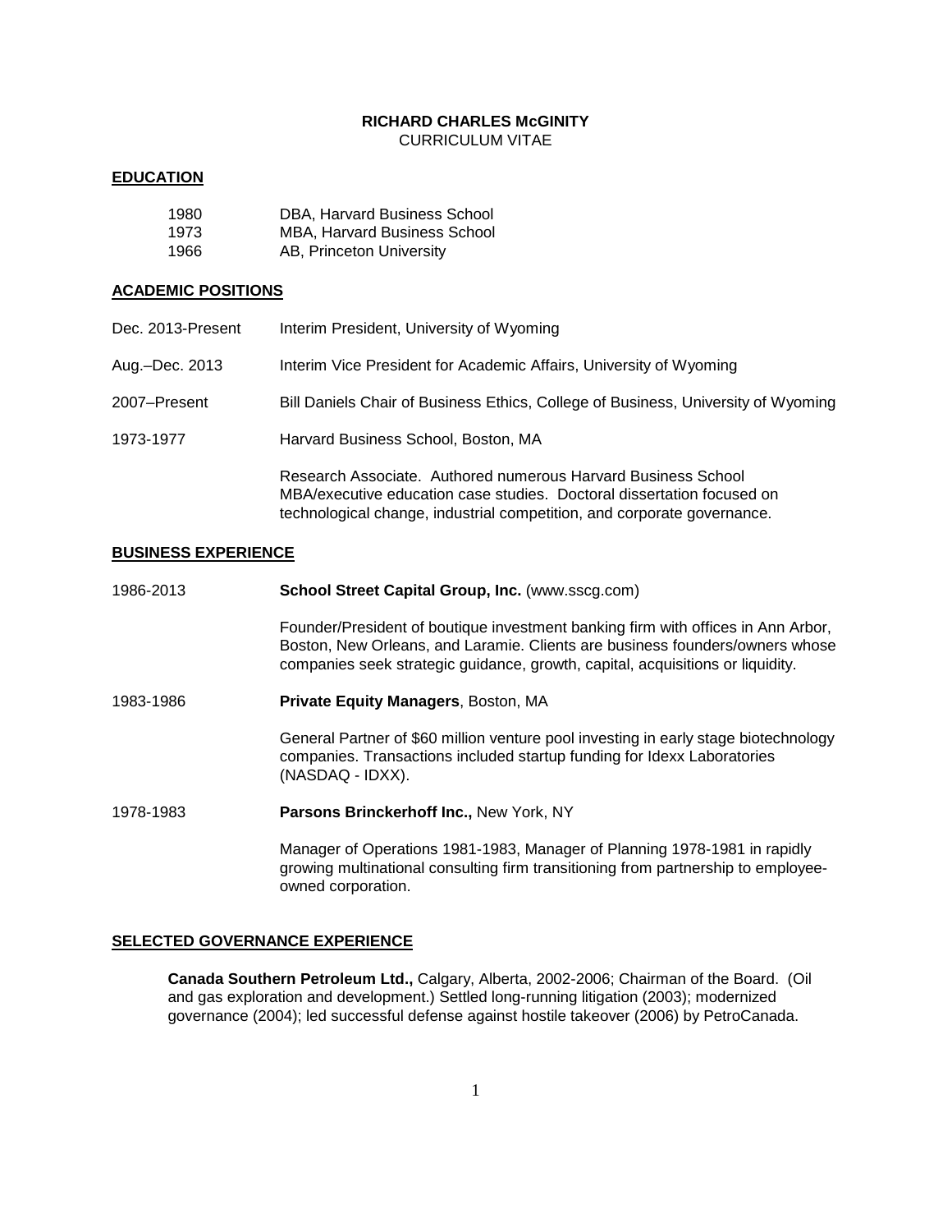# RICHARD CHARLES McGINITY

CURRICULUM VITAE

## EDUCATION

| | |
|---|---|
| 1980 | DBA, Harvard Business School |
| 1973 | MBA, Harvard Business School |
| 1966 | AB, Princeton University |

## ACADEMIC POSITIONS

Dec. 2013-Present — Interim President, University of Wyoming

Aug.–Dec. 2013 — Interim Vice President for Academic Affairs, University of Wyoming

2007–Present — Bill Daniels Chair of Business Ethics, College of Business, University of Wyoming

1973-1977 — Harvard Business School, Boston, MA

Research Associate. Authored numerous Harvard Business School MBA/executive education case studies. Doctoral dissertation focused on technological change, industrial competition, and corporate governance.

## BUSINESS EXPERIENCE

1986-2013 — **School Street Capital Group, Inc.** (www.sscg.com)

Founder/President of boutique investment banking firm with offices in Ann Arbor, Boston, New Orleans, and Laramie. Clients are business founders/owners whose companies seek strategic guidance, growth, capital, acquisitions or liquidity.

1983-1986 — **Private Equity Managers**, Boston, MA

General Partner of $60 million venture pool investing in early stage biotechnology companies. Transactions included startup funding for Idexx Laboratories (NASDAQ - IDXX).

1978-1983 — **Parsons Brinckerhoff Inc.,** New York, NY

Manager of Operations 1981-1983, Manager of Planning 1978-1981 in rapidly growing multinational consulting firm transitioning from partnership to employee-owned corporation.

## SELECTED GOVERNANCE EXPERIENCE

**Canada Southern Petroleum Ltd.,** Calgary, Alberta, 2002-2006; Chairman of the Board. (Oil and gas exploration and development.) Settled long-running litigation (2003); modernized governance (2004); led successful defense against hostile takeover (2006) by PetroCanada.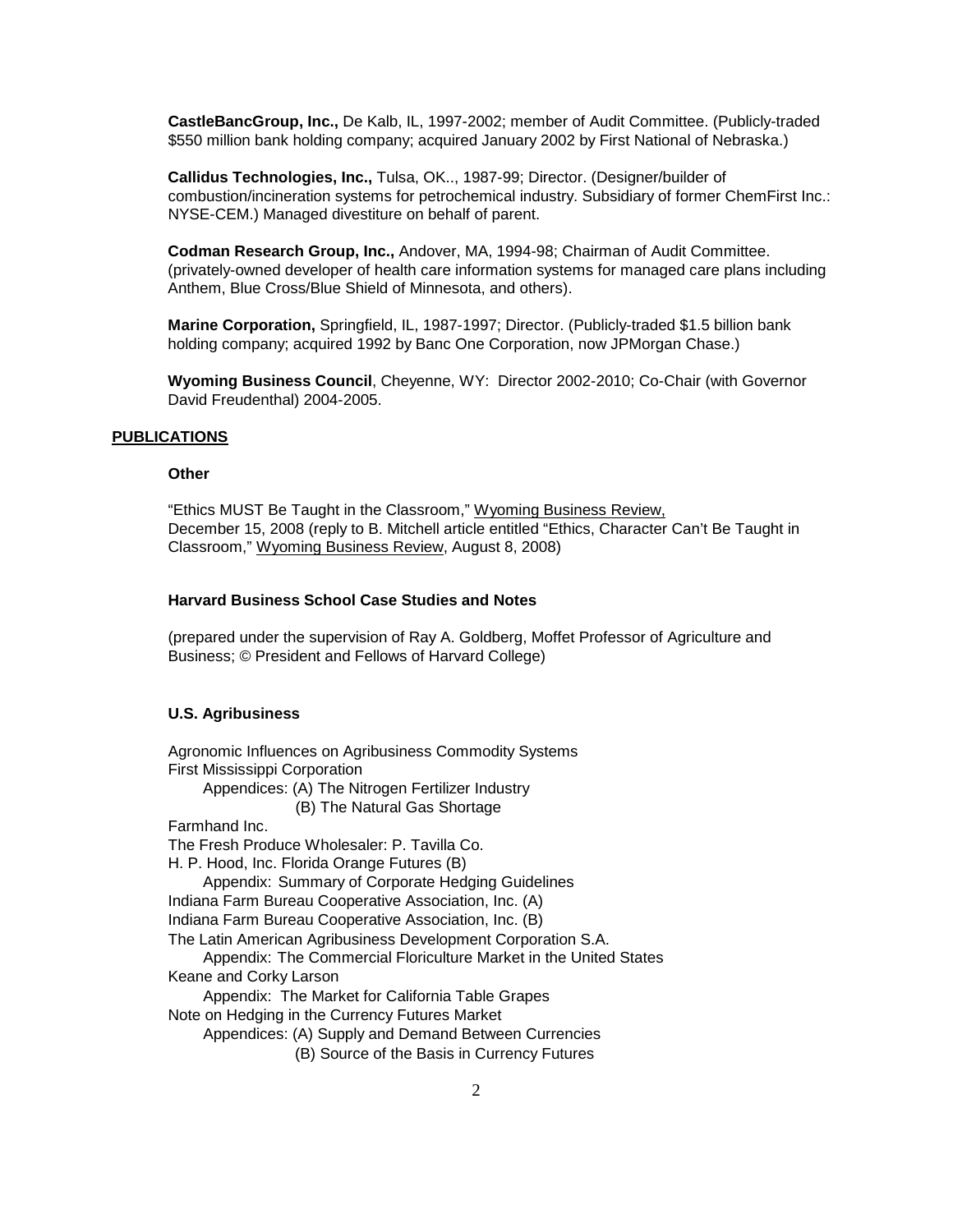**CastleBancGroup, Inc.,** De Kalb, IL, 1997-2002; member of Audit Committee. (Publicly-traded $550 million bank holding company; acquired January 2002 by First National of Nebraska.)

**Callidus Technologies, Inc.,** Tulsa, OK.., 1987-99; Director. (Designer/builder of combustion/incineration systems for petrochemical industry. Subsidiary of former ChemFirst Inc.: NYSE-CEM.) Managed divestiture on behalf of parent.

**Codman Research Group, Inc.,** Andover, MA, 1994-98; Chairman of Audit Committee. (privately-owned developer of health care information systems for managed care plans including Anthem, Blue Cross/Blue Shield of Minnesota, and others).

**Marine Corporation,** Springfield, IL, 1987-1997; Director. (Publicly-traded $1.5 billion bank holding company; acquired 1992 by Banc One Corporation, now JPMorgan Chase.)

**Wyoming Business Council**, Cheyenne, WY: Director 2002-2010; Co-Chair (with Governor David Freudenthal) 2004-2005.

## PUBLICATIONS

### Other

"Ethics MUST Be Taught in the Classroom," Wyoming Business Review, December 15, 2008 (reply to B. Mitchell article entitled "Ethics, Character Can't Be Taught in Classroom," Wyoming Business Review, August 8, 2008)

### Harvard Business School Case Studies and Notes

(prepared under the supervision of Ray A. Goldberg, Moffet Professor of Agriculture and Business; © President and Fellows of Harvard College)

### U.S. Agribusiness

Agronomic Influences on Agribusiness Commodity Systems
First Mississippi Corporation
    Appendices: (A) The Nitrogen Fertilizer Industry
        (B) The Natural Gas Shortage
Farmhand Inc.
The Fresh Produce Wholesaler: P. Tavilla Co.
H. P. Hood, Inc. Florida Orange Futures (B)
    Appendix: Summary of Corporate Hedging Guidelines
Indiana Farm Bureau Cooperative Association, Inc. (A)
Indiana Farm Bureau Cooperative Association, Inc. (B)
The Latin American Agribusiness Development Corporation S.A.
    Appendix: The Commercial Floriculture Market in the United States
Keane and Corky Larson
    Appendix: The Market for California Table Grapes
Note on Hedging in the Currency Futures Market
    Appendices: (A) Supply and Demand Between Currencies
        (B) Source of the Basis in Currency Futures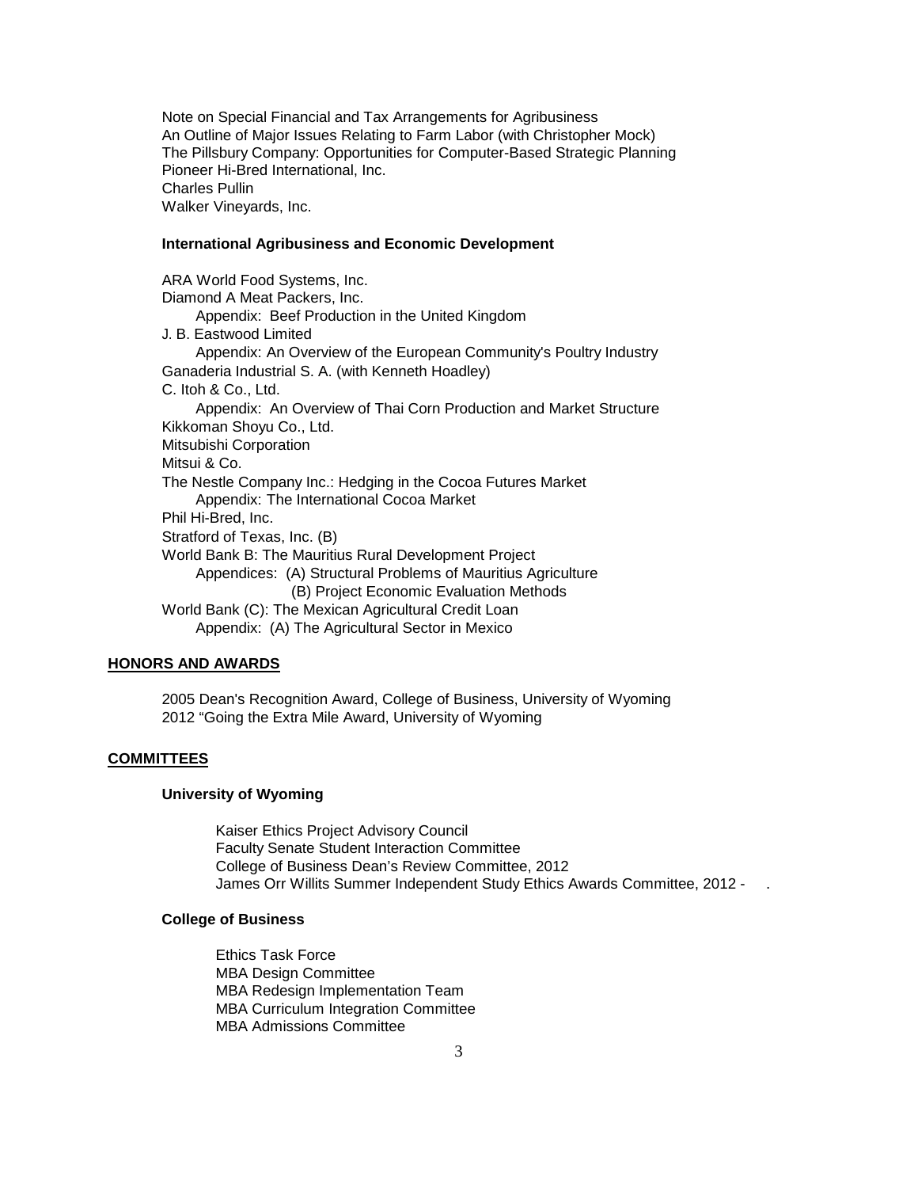Note on Special Financial and Tax Arrangements for Agribusiness
An Outline of Major Issues Relating to Farm Labor (with Christopher Mock)
The Pillsbury Company: Opportunities for Computer-Based Strategic Planning
Pioneer Hi-Bred International, Inc.
Charles Pullin
Walker Vineyards, Inc.

**International Agribusiness and Economic Development**

ARA World Food Systems, Inc.
Diamond A Meat Packers, Inc.
    Appendix: Beef Production in the United Kingdom
J. B. Eastwood Limited
    Appendix: An Overview of the European Community's Poultry Industry
Ganaderia Industrial S. A. (with Kenneth Hoadley)
C. Itoh & Co., Ltd.
    Appendix: An Overview of Thai Corn Production and Market Structure
Kikkoman Shoyu Co., Ltd.
Mitsubishi Corporation
Mitsui & Co.
The Nestle Company Inc.: Hedging in the Cocoa Futures Market
    Appendix: The International Cocoa Market
Phil Hi-Bred, Inc.
Stratford of Texas, Inc. (B)
World Bank B: The Mauritius Rural Development Project
    Appendices: (A) Structural Problems of Mauritius Agriculture
                        (B) Project Economic Evaluation Methods
World Bank (C): The Mexican Agricultural Credit Loan
    Appendix: (A) The Agricultural Sector in Mexico

## HONORS AND AWARDS

2005 Dean's Recognition Award, College of Business, University of Wyoming
2012 "Going the Extra Mile Award, University of Wyoming

## COMMITTEES

**University of Wyoming**

Kaiser Ethics Project Advisory Council
Faculty Senate Student Interaction Committee
College of Business Dean's Review Committee, 2012
James Orr Willits Summer Independent Study Ethics Awards Committee, 2012 - .

**College of Business**

Ethics Task Force
MBA Design Committee
MBA Redesign Implementation Team
MBA Curriculum Integration Committee
MBA Admissions Committee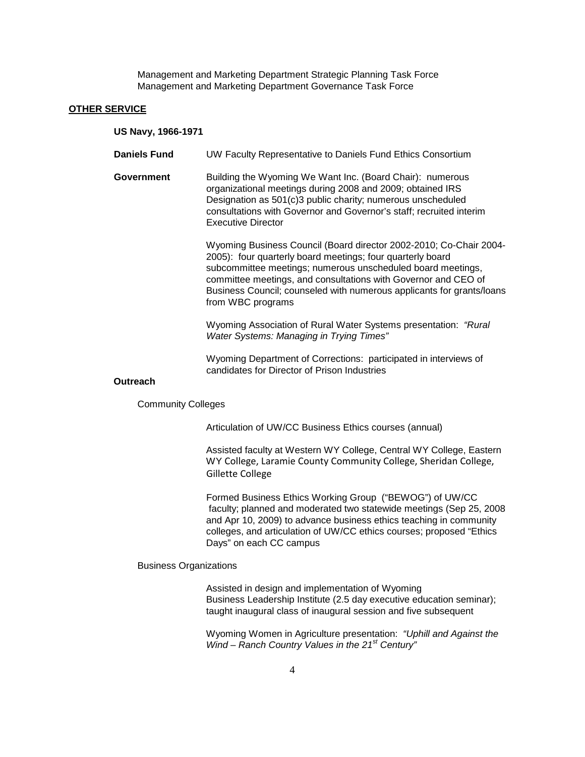Management and Marketing Department Strategic Planning Task Force
Management and Marketing Department Governance Task Force

## OTHER SERVICE

**US Navy, 1966-1971**

**Daniels Fund** UW Faculty Representative to Daniels Fund Ethics Consortium

**Government** Building the Wyoming We Want Inc. (Board Chair): numerous organizational meetings during 2008 and 2009; obtained IRS Designation as 501(c)3 public charity; numerous unscheduled consultations with Governor and Governor's staff; recruited interim Executive Director

Wyoming Business Council (Board director 2002-2010; Co-Chair 2004-2005): four quarterly board meetings; four quarterly board subcommittee meetings; numerous unscheduled board meetings, committee meetings, and consultations with Governor and CEO of Business Council; counseled with numerous applicants for grants/loans from WBC programs

Wyoming Association of Rural Water Systems presentation: *"Rural Water Systems: Managing in Trying Times"*

Wyoming Department of Corrections: participated in interviews of candidates for Director of Prison Industries

**Outreach**

Community Colleges

Articulation of UW/CC Business Ethics courses (annual)

Assisted faculty at Western WY College, Central WY College, Eastern WY College, Laramie County Community College, Sheridan College, Gillette College

Formed Business Ethics Working Group ("BEWOG") of UW/CC faculty; planned and moderated two statewide meetings (Sep 25, 2008 and Apr 10, 2009) to advance business ethics teaching in community colleges, and articulation of UW/CC ethics courses; proposed "Ethics Days" on each CC campus

Business Organizations

Assisted in design and implementation of Wyoming Business Leadership Institute (2.5 day executive education seminar); taught inaugural class of inaugural session and five subsequent

Wyoming Women in Agriculture presentation: *"Uphill and Against the Wind – Ranch Country Values in the 21st Century"*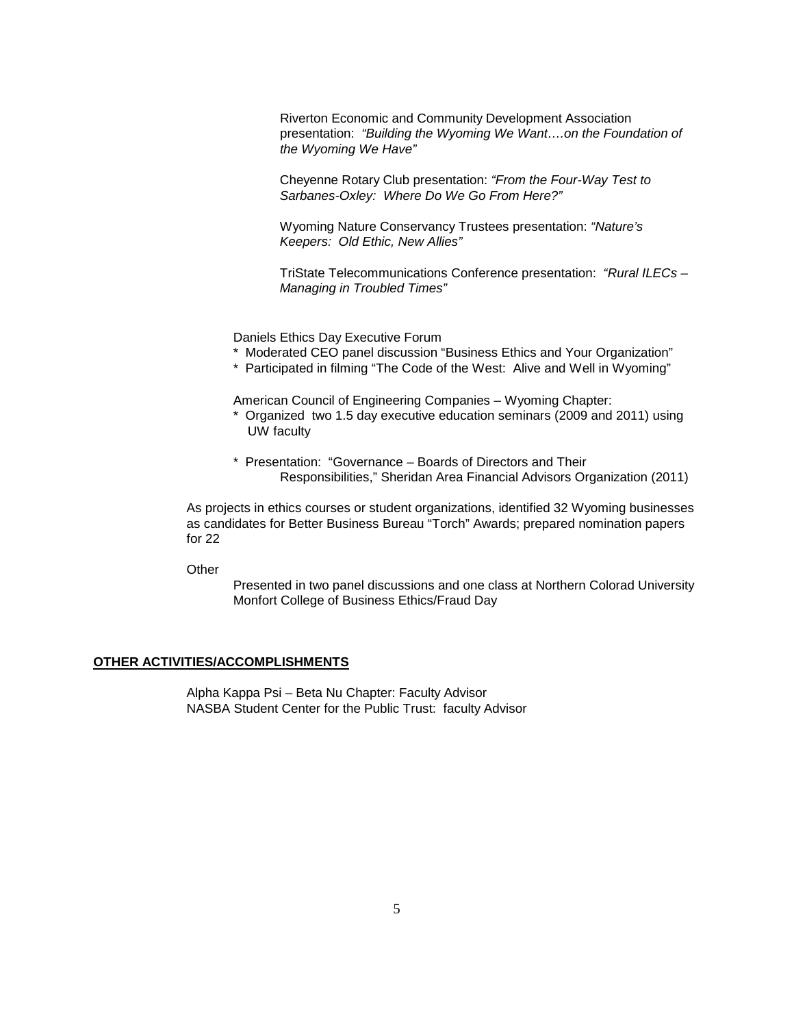Riverton Economic and Community Development Association presentation: *"Building the Wyoming We Want….on the Foundation of the Wyoming We Have"*

Cheyenne Rotary Club presentation: *"From the Four-Way Test to Sarbanes-Oxley: Where Do We Go From Here?"*

Wyoming Nature Conservancy Trustees presentation: *"Nature's Keepers: Old Ethic, New Allies"*

TriState Telecommunications Conference presentation: *"Rural ILECs – Managing in Troubled Times"*

Daniels Ethics Day Executive Forum

* Moderated CEO panel discussion "Business Ethics and Your Organization"
* Participated in filming "The Code of the West: Alive and Well in Wyoming"

American Council of Engineering Companies – Wyoming Chapter:

* Organized two 1.5 day executive education seminars (2009 and 2011) using UW faculty

* Presentation: "Governance – Boards of Directors and Their Responsibilities," Sheridan Area Financial Advisors Organization (2011)

As projects in ethics courses or student organizations, identified 32 Wyoming businesses as candidates for Better Business Bureau "Torch" Awards; prepared nomination papers for 22

Other

Presented in two panel discussions and one class at Northern Colorad University Monfort College of Business Ethics/Fraud Day

## OTHER ACTIVITIES/ACCOMPLISHMENTS

Alpha Kappa Psi – Beta Nu Chapter: Faculty Advisor
NASBA Student Center for the Public Trust: faculty Advisor